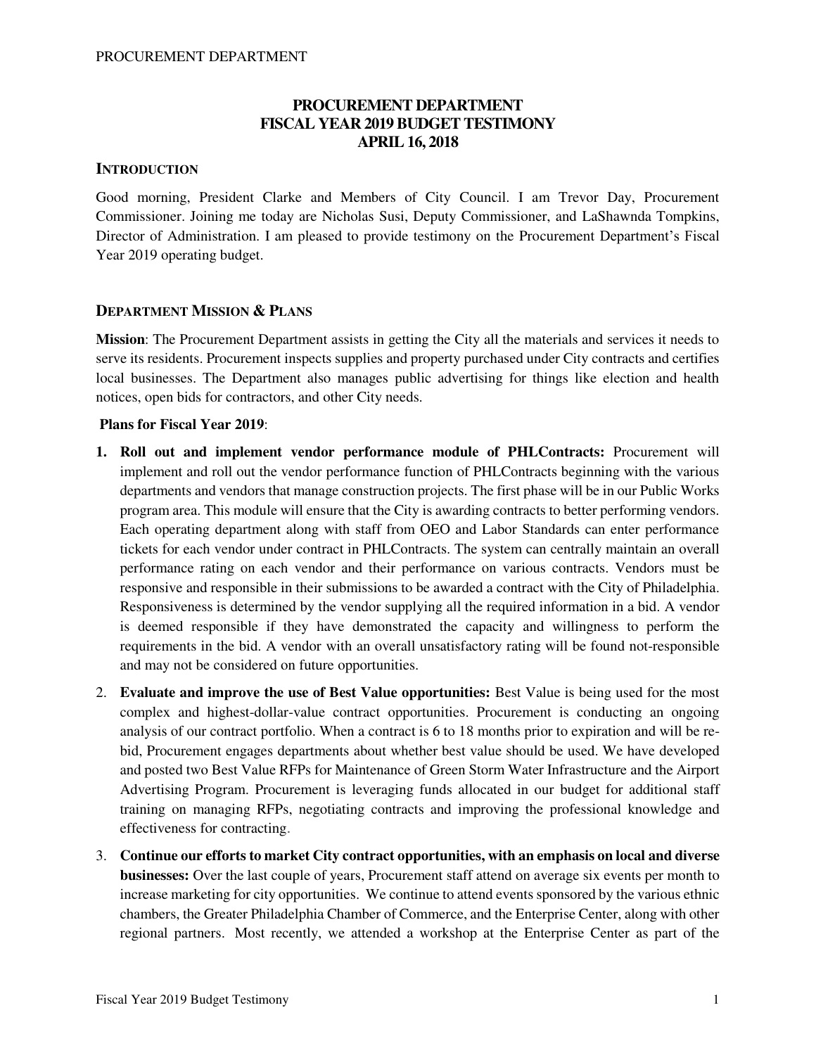# PROCUREMENT DEPARTMENT
# FISCAL YEAR 2019 BUDGET TESTIMONY
# APRIL 16, 2018

## INTRODUCTION

Good morning, President Clarke and Members of City Council. I am Trevor Day, Procurement Commissioner. Joining me today are Nicholas Susi, Deputy Commissioner, and LaShawnda Tompkins, Director of Administration. I am pleased to provide testimony on the Procurement Department's Fiscal Year 2019 operating budget.

## DEPARTMENT MISSION & PLANS

**Mission**: The Procurement Department assists in getting the City all the materials and services it needs to serve its residents. Procurement inspects supplies and property purchased under City contracts and certifies local businesses. The Department also manages public advertising for things like election and health notices, open bids for contractors, and other City needs.

**Plans for Fiscal Year 2019**:

1. **Roll out and implement vendor performance module of PHLContracts:** Procurement will implement and roll out the vendor performance function of PHLContracts beginning with the various departments and vendors that manage construction projects. The first phase will be in our Public Works program area. This module will ensure that the City is awarding contracts to better performing vendors. Each operating department along with staff from OEO and Labor Standards can enter performance tickets for each vendor under contract in PHLContracts. The system can centrally maintain an overall performance rating on each vendor and their performance on various contracts. Vendors must be responsive and responsible in their submissions to be awarded a contract with the City of Philadelphia. Responsiveness is determined by the vendor supplying all the required information in a bid. A vendor is deemed responsible if they have demonstrated the capacity and willingness to perform the requirements in the bid. A vendor with an overall unsatisfactory rating will be found not-responsible and may not be considered on future opportunities.
2. **Evaluate and improve the use of Best Value opportunities:** Best Value is being used for the most complex and highest-dollar-value contract opportunities. Procurement is conducting an ongoing analysis of our contract portfolio. When a contract is 6 to 18 months prior to expiration and will be re-bid, Procurement engages departments about whether best value should be used. We have developed and posted two Best Value RFPs for Maintenance of Green Storm Water Infrastructure and the Airport Advertising Program. Procurement is leveraging funds allocated in our budget for additional staff training on managing RFPs, negotiating contracts and improving the professional knowledge and effectiveness for contracting.
3. **Continue our efforts to market City contract opportunities, with an emphasis on local and diverse businesses:** Over the last couple of years, Procurement staff attend on average six events per month to increase marketing for city opportunities. We continue to attend events sponsored by the various ethnic chambers, the Greater Philadelphia Chamber of Commerce, and the Enterprise Center, along with other regional partners. Most recently, we attended a workshop at the Enterprise Center as part of the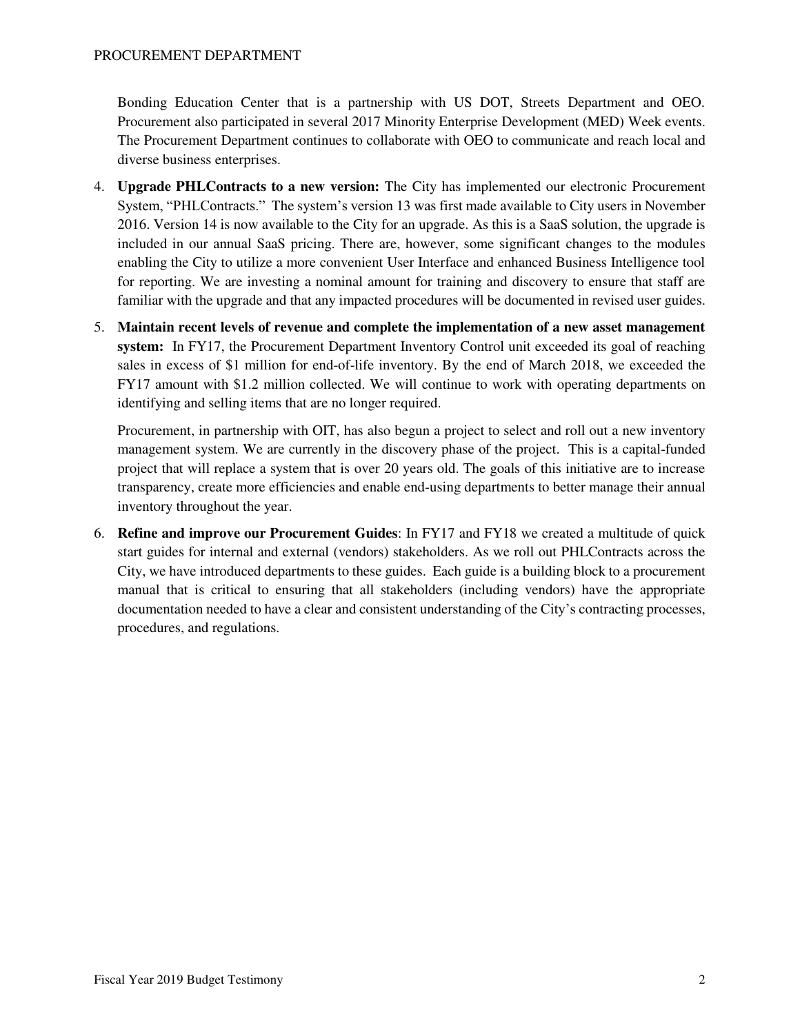Bonding Education Center that is a partnership with US DOT, Streets Department and OEO. Procurement also participated in several 2017 Minority Enterprise Development (MED) Week events. The Procurement Department continues to collaborate with OEO to communicate and reach local and diverse business enterprises.

4. **Upgrade PHLContracts to a new version:** The City has implemented our electronic Procurement System, "PHLContracts." The system's version 13 was first made available to City users in November 2016. Version 14 is now available to the City for an upgrade. As this is a SaaS solution, the upgrade is included in our annual SaaS pricing. There are, however, some significant changes to the modules enabling the City to utilize a more convenient User Interface and enhanced Business Intelligence tool for reporting. We are investing a nominal amount for training and discovery to ensure that staff are familiar with the upgrade and that any impacted procedures will be documented in revised user guides.

5. **Maintain recent levels of revenue and complete the implementation of a new asset management system:** In FY17, the Procurement Department Inventory Control unit exceeded its goal of reaching sales in excess of $1 million for end-of-life inventory. By the end of March 2018, we exceeded the FY17 amount with $1.2 million collected. We will continue to work with operating departments on identifying and selling items that are no longer required.

   Procurement, in partnership with OIT, has also begun a project to select and roll out a new inventory management system. We are currently in the discovery phase of the project. This is a capital-funded project that will replace a system that is over 20 years old. The goals of this initiative are to increase transparency, create more efficiencies and enable end-using departments to better manage their annual inventory throughout the year.

6. **Refine and improve our Procurement Guides**: In FY17 and FY18 we created a multitude of quick start guides for internal and external (vendors) stakeholders. As we roll out PHLContracts across the City, we have introduced departments to these guides. Each guide is a building block to a procurement manual that is critical to ensuring that all stakeholders (including vendors) have the appropriate documentation needed to have a clear and consistent understanding of the City's contracting processes, procedures, and regulations.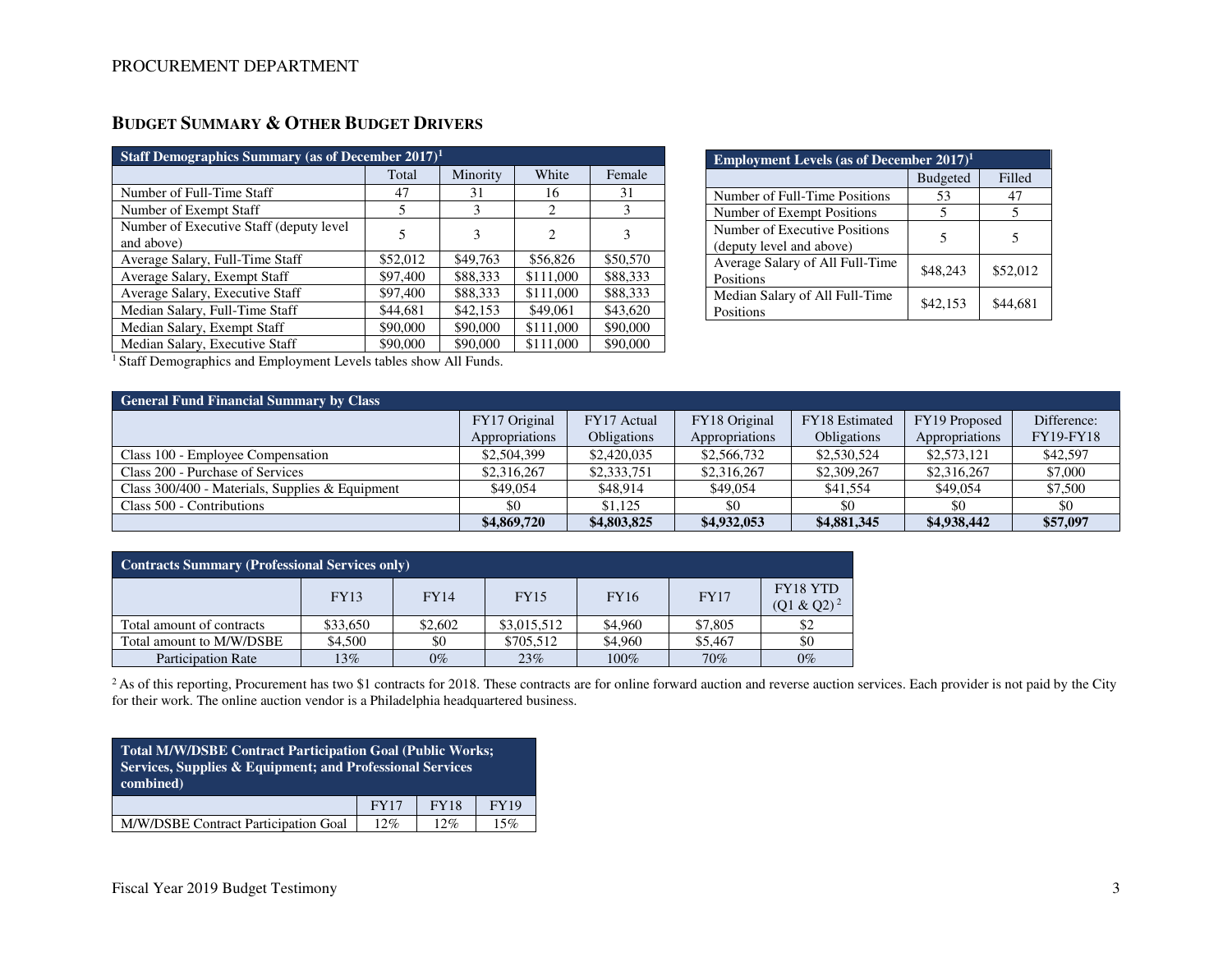## BUDGET SUMMARY & OTHER BUDGET DRIVERS

| Staff Demographics Summary (as of December 2017)[1] | | | | |
|---|---|---|---|---|
| | Total | Minority | White | Female |
| Number of Full-Time Staff | 47 | 31 | 16 | 31 |
| Number of Exempt Staff | 5 | 3 | 2 | 3 |
| Number of Executive Staff (deputy level and above) | 5 | 3 | 2 | 3 |
| Average Salary, Full-Time Staff | $52,012 | $49,763 | $56,826 | $50,570 |
| Average Salary, Exempt Staff | $97,400 | $88,333 | $111,000 | $88,333 |
| Average Salary, Executive Staff | $97,400 | $88,333 | $111,000 | $88,333 |
| Median Salary, Full-Time Staff | $44,681 | $42,153 | $49,061 | $43,620 |
| Median Salary, Exempt Staff | $90,000 | $90,000 | $111,000 | $90,000 |
| Median Salary, Executive Staff | $90,000 | $90,000 | $111,000 | $90,000 |

[1] Staff Demographics and Employment Levels tables show All Funds.

| Employment Levels (as of December 2017)[1] | | |
|---|---|---|
| | Budgeted | Filled |
| Number of Full-Time Positions | 53 | 47 |
| Number of Exempt Positions | 5 | 5 |
| Number of Executive Positions (deputy level and above) | 5 | 5 |
| Average Salary of All Full-Time Positions | $48,243 | $52,012 |
| Median Salary of All Full-Time Positions | $42,153 | $44,681 |

| General Fund Financial Summary by Class | | | | | | |
|---|---|---|---|---|---|---|
| | FY17 Original Appropriations | FY17 Actual Obligations | FY18 Original Appropriations | FY18 Estimated Obligations | FY19 Proposed Appropriations | Difference: FY19-FY18 |
| Class 100 - Employee Compensation | $2,504,399 | $2,420,035 | $2,566,732 | $2,530,524 | $2,573,121 | $42,597 |
| Class 200 - Purchase of Services | $2,316,267 | $2,333,751 | $2,316,267 | $2,309,267 | $2,316,267 | $7,000 |
| Class 300/400 - Materials, Supplies & Equipment | $49,054 | $48,914 | $49,054 | $41,554 | $49,054 | $7,500 |
| Class 500 - Contributions | $0 | $1,125 | $0 | $0 | $0 | $0 |
| | **$4,869,720** | **$4,803,825** | **$4,932,053** | **$4,881,345** | **$4,938,442** | **$57,097** |

| Contracts Summary (Professional Services only) | | | | | | |
|---|---|---|---|---|---|---|
| | FY13 | FY14 | FY15 | FY16 | FY17 | FY18 YTD (Q1 & Q2)[2] |
| Total amount of contracts | $33,650 | $2,602 | $3,015,512 | $4,960 | $7,805 | $2 |
| Total amount to M/W/DSBE | $4,500 | $0 | $705,512 | $4,960 | $5,467 | $0 |
| Participation Rate | 13% | 0% | 23% | 100% | 70% | 0% |

[2] As of this reporting, Procurement has two $1 contracts for 2018. These contracts are for online forward auction and reverse auction services. Each provider is not paid by the City for their work. The online auction vendor is a Philadelphia headquartered business.

| Total M/W/DSBE Contract Participation Goal (Public Works; Services, Supplies & Equipment; and Professional Services combined) | | | |
|---|---|---|---|
| | FY17 | FY18 | FY19 |
| M/W/DSBE Contract Participation Goal | 12% | 12% | 15% |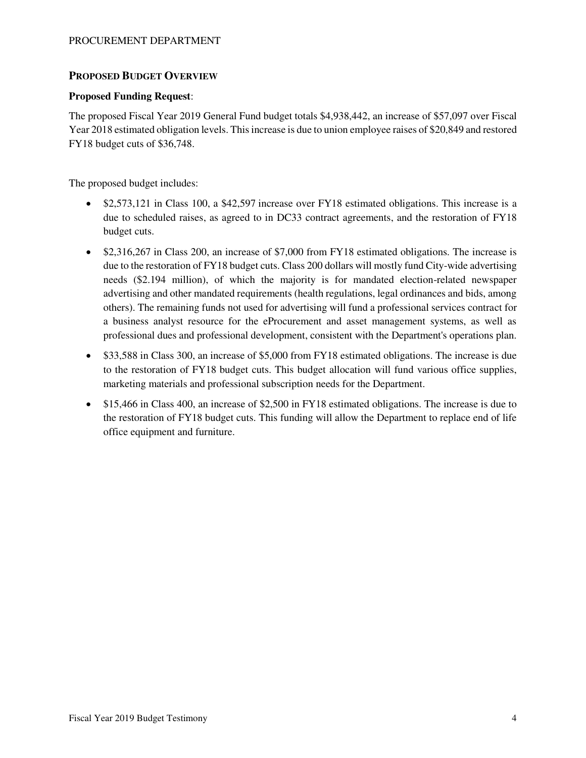## Proposed Budget Overview

**Proposed Funding Request**:

The proposed Fiscal Year 2019 General Fund budget totals $4,938,442, an increase of $57,097 over Fiscal Year 2018 estimated obligation levels. This increase is due to union employee raises of $20,849 and restored FY18 budget cuts of $36,748.

The proposed budget includes:

- $2,573,121 in Class 100, a $42,597 increase over FY18 estimated obligations. This increase is a due to scheduled raises, as agreed to in DC33 contract agreements, and the restoration of FY18 budget cuts.
- $2,316,267 in Class 200, an increase of $7,000 from FY18 estimated obligations. The increase is due to the restoration of FY18 budget cuts. Class 200 dollars will mostly fund City-wide advertising needs ($2.194 million), of which the majority is for mandated election-related newspaper advertising and other mandated requirements (health regulations, legal ordinances and bids, among others). The remaining funds not used for advertising will fund a professional services contract for a business analyst resource for the eProcurement and asset management systems, as well as professional dues and professional development, consistent with the Department's operations plan.
- $33,588 in Class 300, an increase of $5,000 from FY18 estimated obligations. The increase is due to the restoration of FY18 budget cuts. This budget allocation will fund various office supplies, marketing materials and professional subscription needs for the Department.
- $15,466 in Class 400, an increase of $2,500 in FY18 estimated obligations. The increase is due to the restoration of FY18 budget cuts. This funding will allow the Department to replace end of life office equipment and furniture.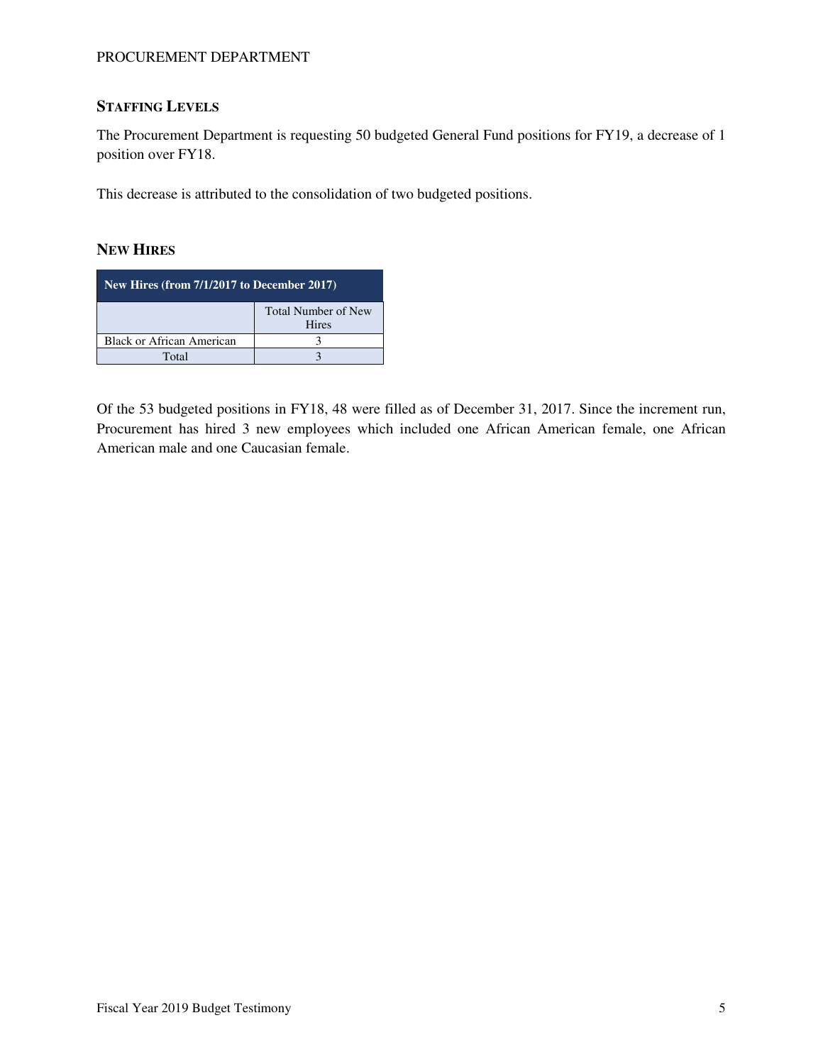## STAFFING LEVELS

The Procurement Department is requesting 50 budgeted General Fund positions for FY19, a decrease of 1 position over FY18.

This decrease is attributed to the consolidation of two budgeted positions.

## NEW HIRES

| New Hires (from 7/1/2017 to December 2017) | |
|---|---|
| | Total Number of New Hires |
| Black or African American | 3 |
| Total | 3 |

Of the 53 budgeted positions in FY18, 48 were filled as of December 31, 2017. Since the increment run, Procurement has hired 3 new employees which included one African American female, one African American male and one Caucasian female.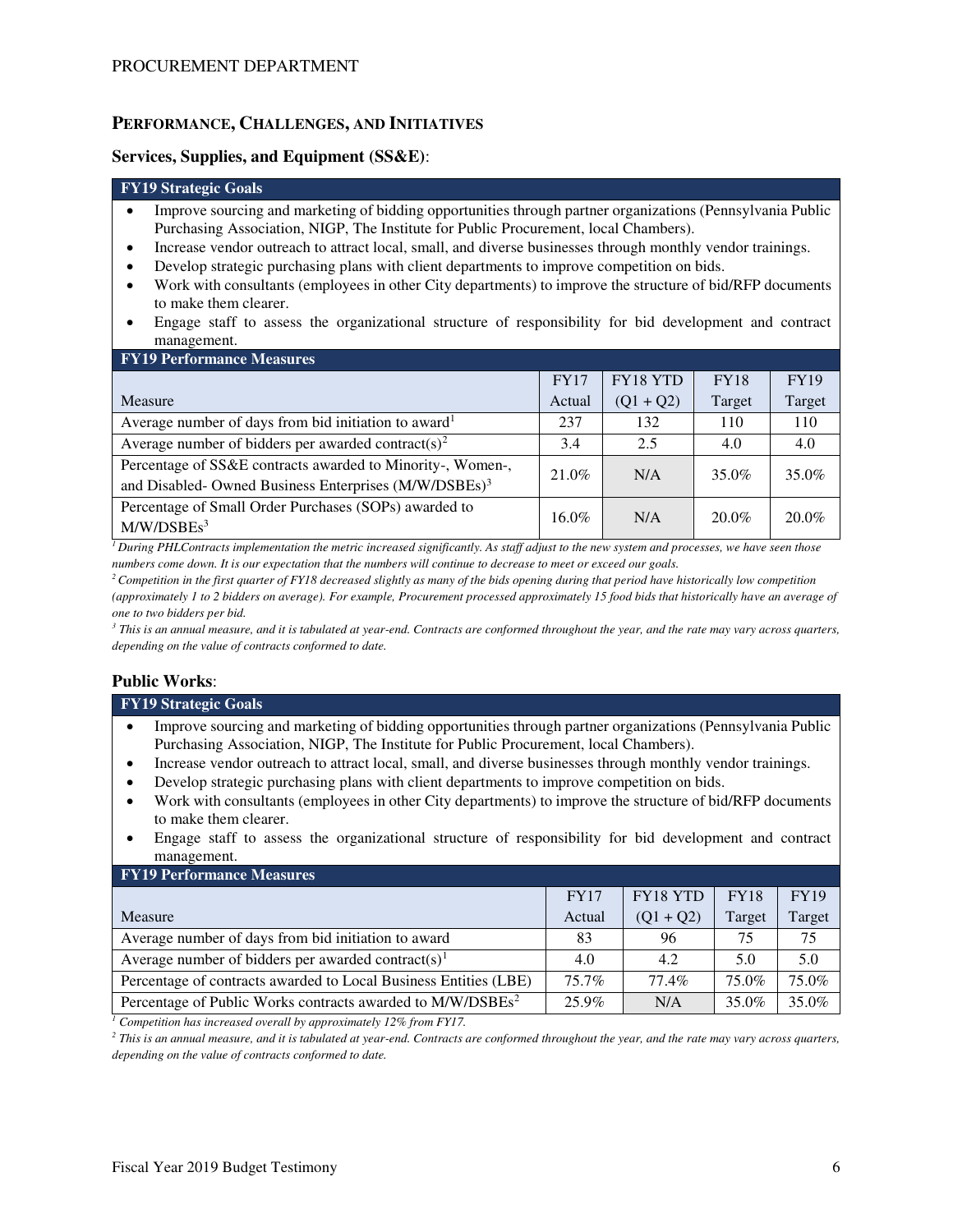## Performance, Challenges, and Initiatives

### Services, Supplies, and Equipment (SS&E):

**FY19 Strategic Goals**

- Improve sourcing and marketing of bidding opportunities through partner organizations (Pennsylvania Public Purchasing Association, NIGP, The Institute for Public Procurement, local Chambers).
- Increase vendor outreach to attract local, small, and diverse businesses through monthly vendor trainings.
- Develop strategic purchasing plans with client departments to improve competition on bids.
- Work with consultants (employees in other City departments) to improve the structure of bid/RFP documents to make them clearer.
- Engage staff to assess the organizational structure of responsibility for bid development and contract management.

**FY19 Performance Measures**

| Measure | FY17 Actual | FY18 YTD (Q1 + Q2) | FY18 Target | FY19 Target |
|---|---|---|---|---|
| Average number of days from bid initiation to award[1] | 237 | 132 | 110 | 110 |
| Average number of bidders per awarded contract(s)[2] | 3.4 | 2.5 | 4.0 | 4.0 |
| Percentage of SS&E contracts awarded to Minority-, Women-, and Disabled- Owned Business Enterprises (M/W/DSBEs)[3] | 21.0% | N/A | 35.0% | 35.0% |
| Percentage of Small Order Purchases (SOPs) awarded to M/W/DSBEs[3] | 16.0% | N/A | 20.0% | 20.0% |

*[1] During PHLContracts implementation the metric increased significantly. As staff adjust to the new system and processes, we have seen those numbers come down. It is our expectation that the numbers will continue to decrease to meet or exceed our goals.*

*[2] Competition in the first quarter of FY18 decreased slightly as many of the bids opening during that period have historically low competition (approximately 1 to 2 bidders on average). For example, Procurement processed approximately 15 food bids that historically have an average of one to two bidders per bid.*

*[3] This is an annual measure, and it is tabulated at year-end. Contracts are conformed throughout the year, and the rate may vary across quarters, depending on the value of contracts conformed to date.*

### Public Works:

**FY19 Strategic Goals**

- Improve sourcing and marketing of bidding opportunities through partner organizations (Pennsylvania Public Purchasing Association, NIGP, The Institute for Public Procurement, local Chambers).
- Increase vendor outreach to attract local, small, and diverse businesses through monthly vendor trainings.
- Develop strategic purchasing plans with client departments to improve competition on bids.
- Work with consultants (employees in other City departments) to improve the structure of bid/RFP documents to make them clearer.
- Engage staff to assess the organizational structure of responsibility for bid development and contract management.

**FY19 Performance Measures**

| Measure | FY17 Actual | FY18 YTD (Q1 + Q2) | FY18 Target | FY19 Target |
|---|---|---|---|---|
| Average number of days from bid initiation to award | 83 | 96 | 75 | 75 |
| Average number of bidders per awarded contract(s)[1] | 4.0 | 4.2 | 5.0 | 5.0 |
| Percentage of contracts awarded to Local Business Entities (LBE) | 75.7% | 77.4% | 75.0% | 75.0% |
| Percentage of Public Works contracts awarded to M/W/DSBEs[2] | 25.9% | N/A | 35.0% | 35.0% |

*[1] Competition has increased overall by approximately 12% from FY17.*

*[2] This is an annual measure, and it is tabulated at year-end. Contracts are conformed throughout the year, and the rate may vary across quarters, depending on the value of contracts conformed to date.*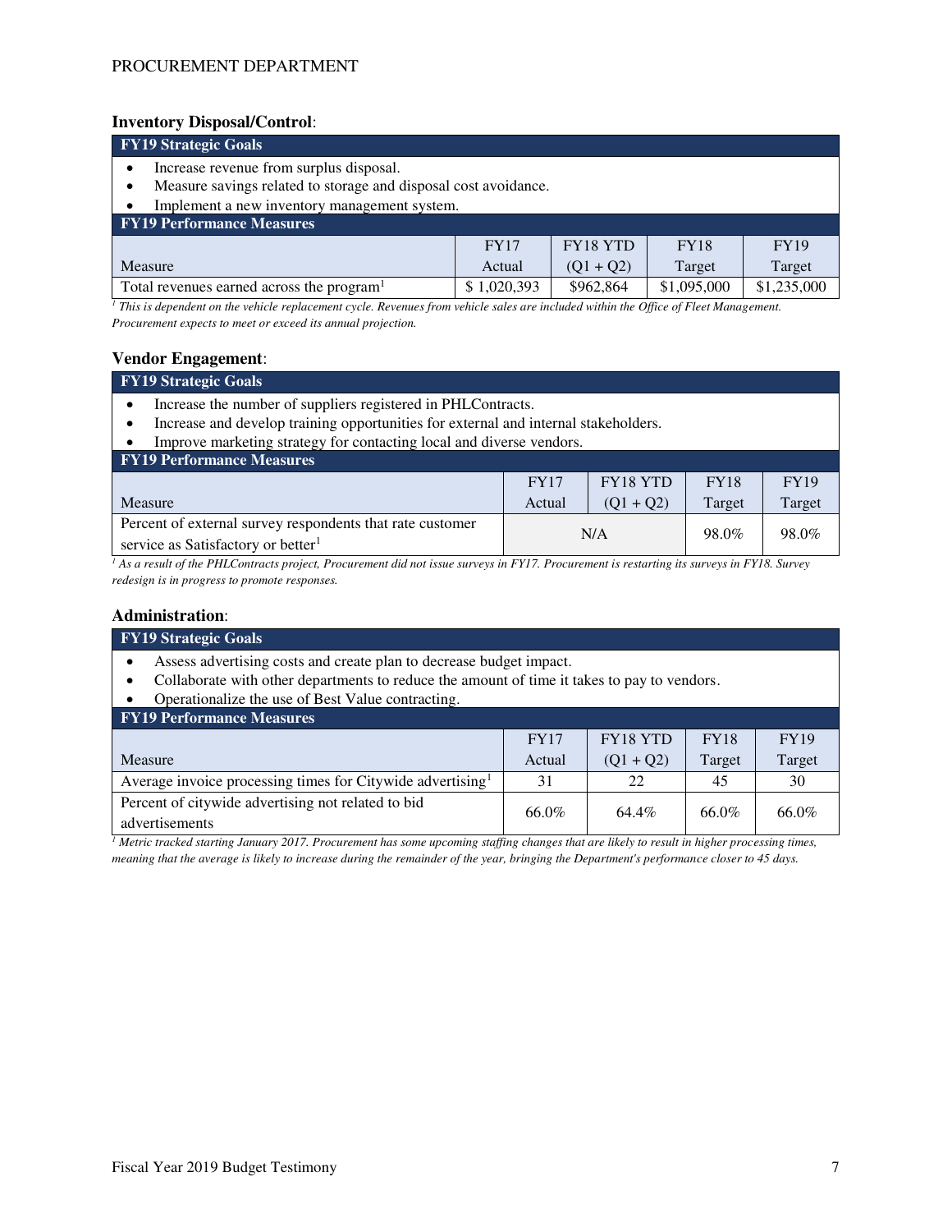**Inventory Disposal/Control**:

| FY19 Strategic Goals | | | | |
|---|---|---|---|---|

- Increase revenue from surplus disposal.
- Measure savings related to storage and disposal cost avoidance.
- Implement a new inventory management system.

**FY19 Performance Measures**

| Measure | FY17 Actual | FY18 YTD (Q1 + Q2) | FY18 Target | FY19 Target |
|---|---|---|---|---|
| Total revenues earned across the program[1] | $ 1,020,393 | $962,864 | $1,095,000 | $1,235,000 |

*[1] This is dependent on the vehicle replacement cycle. Revenues from vehicle sales are included within the Office of Fleet Management. Procurement expects to meet or exceed its annual projection.*

**Vendor Engagement**:

**FY19 Strategic Goals**

- Increase the number of suppliers registered in PHLContracts.
- Increase and develop training opportunities for external and internal stakeholders.
- Improve marketing strategy for contacting local and diverse vendors.

**FY19 Performance Measures**

| Measure | FY17 Actual | FY18 YTD (Q1 + Q2) | FY18 Target | FY19 Target |
|---|---|---|---|---|
| Percent of external survey respondents that rate customer service as Satisfactory or better[1] | N/A | | 98.0% | 98.0% |

*[1] As a result of the PHLContracts project, Procurement did not issue surveys in FY17. Procurement is restarting its surveys in FY18. Survey redesign is in progress to promote responses.*

**Administration**:

**FY19 Strategic Goals**

- Assess advertising costs and create plan to decrease budget impact.
- Collaborate with other departments to reduce the amount of time it takes to pay to vendors.
- Operationalize the use of Best Value contracting.

**FY19 Performance Measures**

| Measure | FY17 Actual | FY18 YTD (Q1 + Q2) | FY18 Target | FY19 Target |
|---|---|---|---|---|
| Average invoice processing times for Citywide advertising[1] | 31 | 22 | 45 | 30 |
| Percent of citywide advertising not related to bid advertisements | 66.0% | 64.4% | 66.0% | 66.0% |

*[1] Metric tracked starting January 2017. Procurement has some upcoming staffing changes that are likely to result in higher processing times, meaning that the average is likely to increase during the remainder of the year, bringing the Department's performance closer to 45 days.*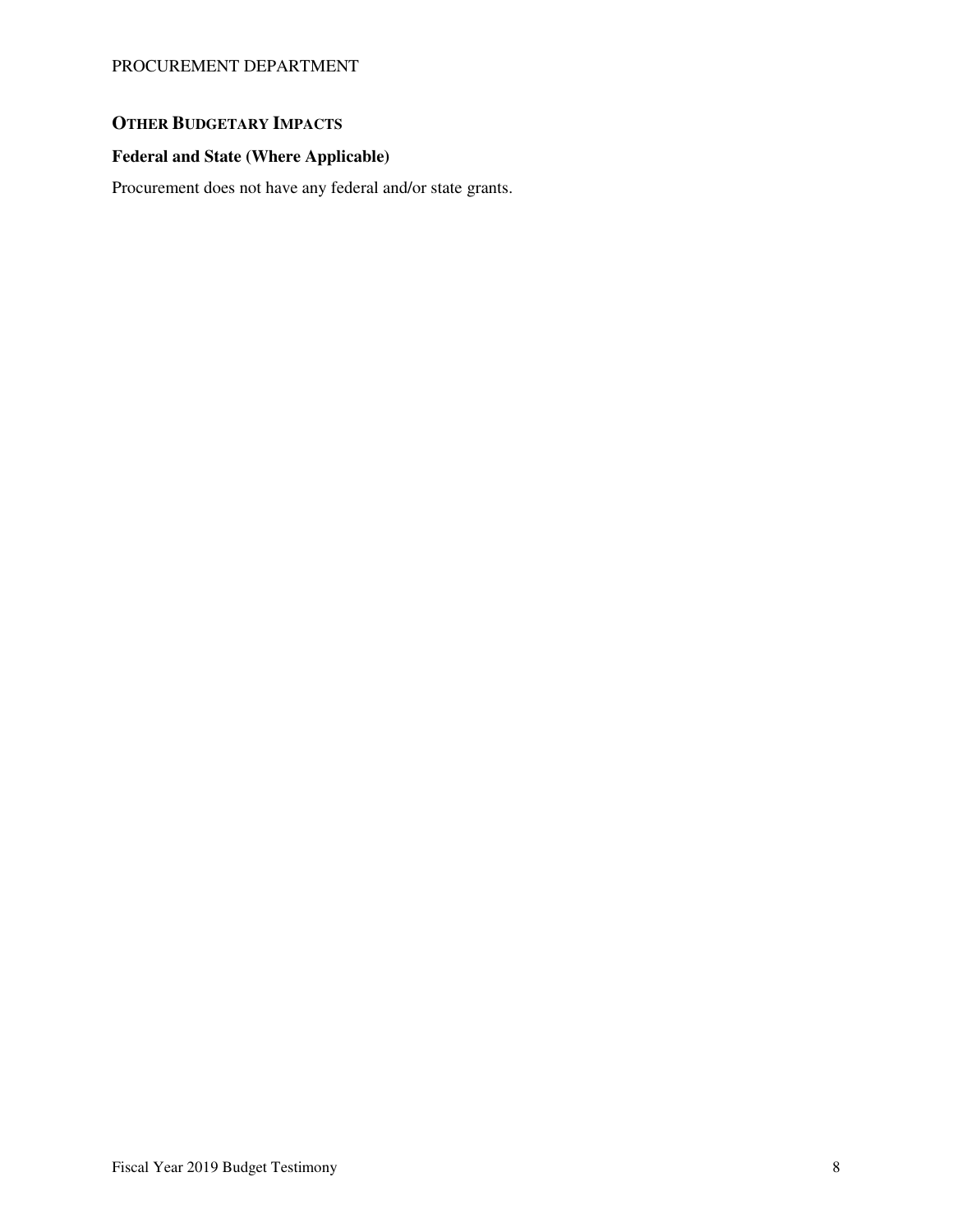## OTHER BUDGETARY IMPACTS

### Federal and State (Where Applicable)

Procurement does not have any federal and/or state grants.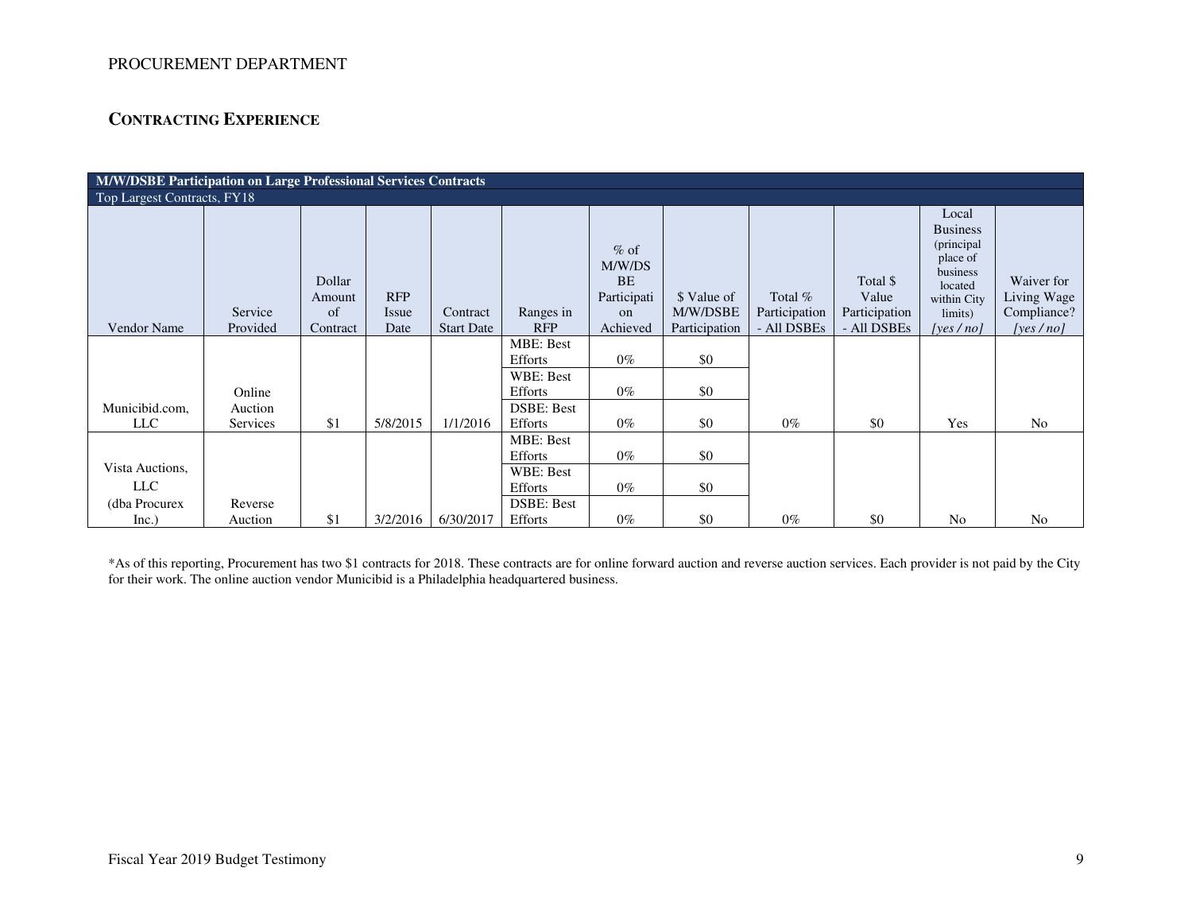PROCUREMENT DEPARTMENT

## CONTRACTING EXPERIENCE

| M/W/DSBE Participation on Large Professional Services Contracts | | | | | | | | | | | |
|---|---|---|---|---|---|---|---|---|---|---|---|
| Top Largest Contracts, FY18 | | | | | | | | | | | |
| Vendor Name | Service Provided | Dollar Amount of Contract | RFP Issue Date | Contract Start Date | Ranges in RFP | % of M/W/DSBE Participation Achieved | $ Value of M/W/DSBE Participation | Total % Participation - All DSBEs | Total $ Value Participation - All DSBEs | Local Business (principal place of business located within City limits) *[yes / no]* | Waiver for Living Wage Compliance? *[yes / no]* |
| Municibid.com, LLC | Online Auction Services | $1 | 5/8/2015 | 1/1/2016 | MBE: Best Efforts | 0% | $0 | 0% | $0 | Yes | No |
| | | | | | WBE: Best Efforts | 0% | $0 | | | | |
| | | | | | DSBE: Best Efforts | 0% | $0 | | | | |
| Vista Auctions, LLC (dba Procurex Inc.) | Reverse Auction | $1 | 3/2/2016 | 6/30/2017 | MBE: Best Efforts | 0% | $0 | 0% | $0 | No | No |
| | | | | | WBE: Best Efforts | 0% | $0 | | | | |
| | | | | | DSBE: Best Efforts | 0% | $0 | | | | |

*As of this reporting, Procurement has two $1 contracts for 2018. These contracts are for online forward auction and reverse auction services. Each provider is not paid by the City for their work. The online auction vendor Municibid is a Philadelphia headquartered business.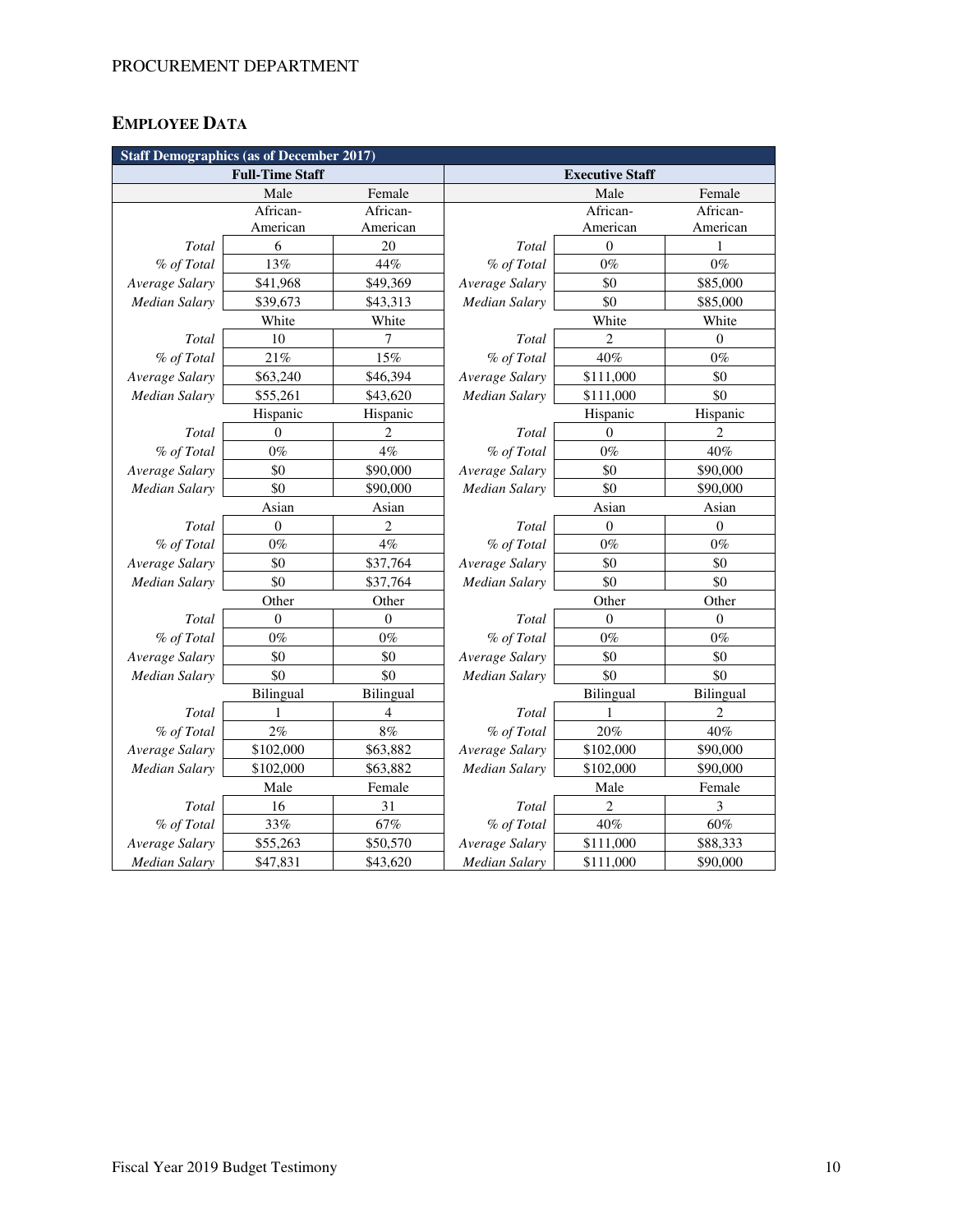PROCUREMENT DEPARTMENT

## EMPLOYEE DATA

| Staff Demographics (as of December 2017) | | | | | |
|---|---|---|---|---|---|
| Full-Time Staff | | | Executive Staff | | |
| | Male | Female | | Male | Female |
| | African-American | African-American | | African-American | African-American |
| *Total* | 6 | 20 | *Total* | 0 | 1 |
| *% of Total* | 13% | 44% | *% of Total* | 0% | 0% |
| *Average Salary* | $41,968 | $49,369 | *Average Salary* | $0 | $85,000 |
| *Median Salary* | $39,673 | $43,313 | *Median Salary* | $0 | $85,000 |
| | White | White | | White | White |
| *Total* | 10 | 7 | *Total* | 2 | 0 |
| *% of Total* | 21% | 15% | *% of Total* | 40% | 0% |
| *Average Salary* | $63,240 | $46,394 | *Average Salary* | $111,000 | $0 |
| *Median Salary* | $55,261 | $43,620 | *Median Salary* | $111,000 | $0 |
| | Hispanic | Hispanic | | Hispanic | Hispanic |
| *Total* | 0 | 2 | *Total* | 0 | 2 |
| *% of Total* | 0% | 4% | *% of Total* | 0% | 40% |
| *Average Salary* | $0 | $90,000 | *Average Salary* | $0 | $90,000 |
| *Median Salary* | $0 | $90,000 | *Median Salary* | $0 | $90,000 |
| | Asian | Asian | | Asian | Asian |
| *Total* | 0 | 2 | *Total* | 0 | 0 |
| *% of Total* | 0% | 4% | *% of Total* | 0% | 0% |
| *Average Salary* | $0 | $37,764 | *Average Salary* | $0 | $0 |
| *Median Salary* | $0 | $37,764 | *Median Salary* | $0 | $0 |
| | Other | Other | | Other | Other |
| *Total* | 0 | 0 | *Total* | 0 | 0 |
| *% of Total* | 0% | 0% | *% of Total* | 0% | 0% |
| *Average Salary* | $0 | $0 | *Average Salary* | $0 | $0 |
| *Median Salary* | $0 | $0 | *Median Salary* | $0 | $0 |
| | Bilingual | Bilingual | | Bilingual | Bilingual |
| *Total* | 1 | 4 | *Total* | 1 | 2 |
| *% of Total* | 2% | 8% | *% of Total* | 20% | 40% |
| *Average Salary* | $102,000 | $63,882 | *Average Salary* | $102,000 | $90,000 |
| *Median Salary* | $102,000 | $63,882 | *Median Salary* | $102,000 | $90,000 |
| | Male | Female | | Male | Female |
| *Total* | 16 | 31 | *Total* | 2 | 3 |
| *% of Total* | 33% | 67% | *% of Total* | 40% | 60% |
| *Average Salary* | $55,263 | $50,570 | *Average Salary* | $111,000 | $88,333 |
| *Median Salary* | $47,831 | $43,620 | *Median Salary* | $111,000 | $90,000 |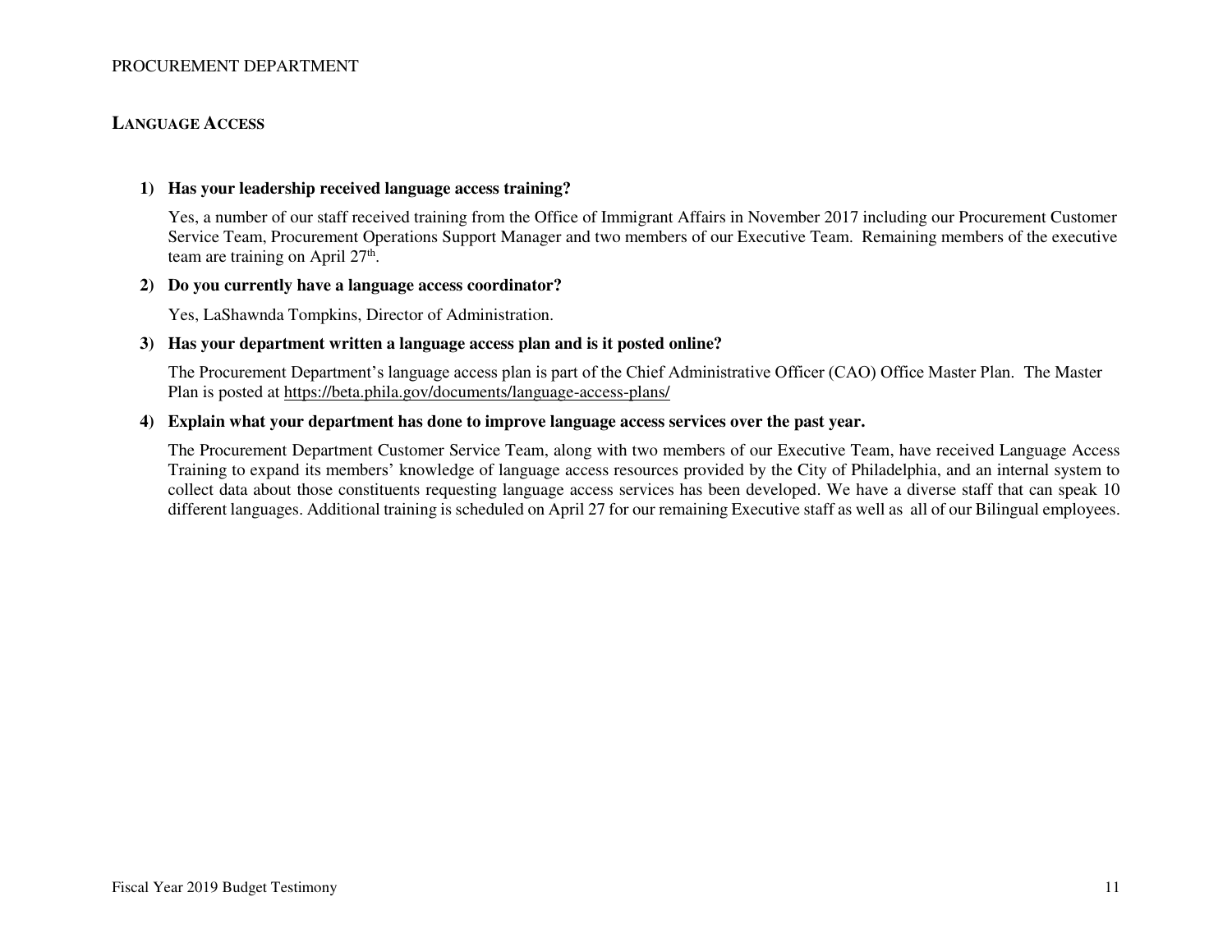# PROCUREMENT DEPARTMENT

## LANGUAGE ACCESS

**1) Has your leadership received language access training?**

Yes, a number of our staff received training from the Office of Immigrant Affairs in November 2017 including our Procurement Customer Service Team, Procurement Operations Support Manager and two members of our Executive Team. Remaining members of the executive team are training on April 27th.

**2) Do you currently have a language access coordinator?**

Yes, LaShawnda Tompkins, Director of Administration.

**3) Has your department written a language access plan and is it posted online?**

The Procurement Department's language access plan is part of the Chief Administrative Officer (CAO) Office Master Plan. The Master Plan is posted at https://beta.phila.gov/documents/language-access-plans/

**4) Explain what your department has done to improve language access services over the past year.**

The Procurement Department Customer Service Team, along with two members of our Executive Team, have received Language Access Training to expand its members' knowledge of language access resources provided by the City of Philadelphia, and an internal system to collect data about those constituents requesting language access services has been developed. We have a diverse staff that can speak 10 different languages. Additional training is scheduled on April 27 for our remaining Executive staff as well as all of our Bilingual employees.